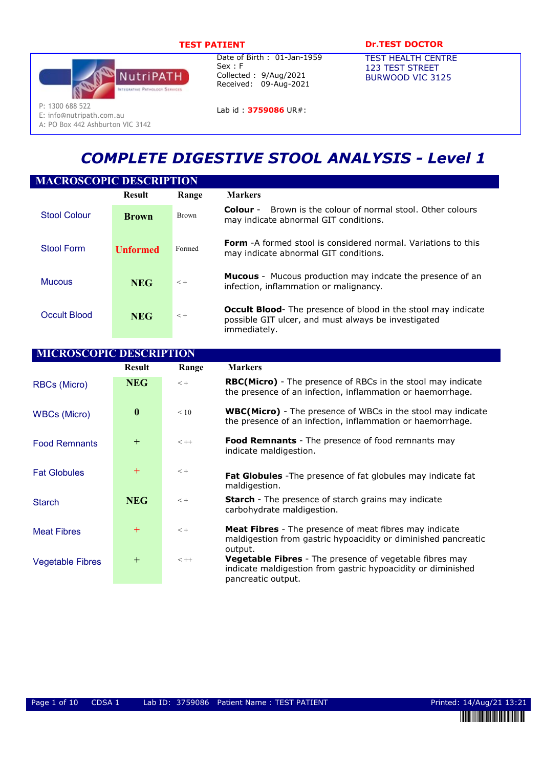**TEST PATIENT**

Date of Birth : 01-Jan-1959
Sex : F
Collected : 9/Aug/2021
Received: 09-Aug-2021

Lab id : **3759086** UR#:

**Dr.TEST DOCTOR**

TEST HEALTH CENTRE
123 TEST STREET
BURWOOD VIC 3125

NutriPATH
Integrative Pathology Services

P: 1300 688 522
E: info@nutripath.com.au
A: PO Box 442 Ashburton VIC 3142

# *COMPLETE DIGESTIVE STOOL ANALYSIS - Level 1*

## MACROSCOPIC DESCRIPTION

| | Result | Range | Markers |
|---|---|---|---|
| Stool Colour | **Brown** | Brown | **Colour** - Brown is the colour of normal stool. Other colours may indicate abnormal GIT conditions. |
| Stool Form | **Unformed** | Formed | **Form** -A formed stool is considered normal. Variations to this may indicate abnormal GIT conditions. |
| Mucous | **NEG** | < + | **Mucous** - Mucous production may indcate the presence of an infection, inflammation or malignancy. |
| Occult Blood | **NEG** | < + | **Occult Blood**- The presence of blood in the stool may indicate possible GIT ulcer, and must always be investigated immediately. |

## MICROSCOPIC DESCRIPTION

| | Result | Range | Markers |
|---|---|---|---|
| RBCs (Micro) | **NEG** | < + | **RBC(Micro)** - The presence of RBCs in the stool may indicate the presence of an infection, inflammation or haemorrhage. |
| WBCs (Micro) | **0** | < 10 | **WBC(Micro)** - The presence of WBCs in the stool may indicate the presence of an infection, inflammation or haemorrhage. |
| Food Remnants | + | < ++ | **Food Remnants** - The presence of food remnants may indicate maldigestion. |
| Fat Globules | + | < + | **Fat Globules** -The presence of fat globules may indicate fat maldigestion. |
| Starch | **NEG** | < + | **Starch** - The presence of starch grains may indicate carbohydrate maldigestion. |
| Meat Fibres | + | < + | **Meat Fibres** - The presence of meat fibres may indicate maldigestion from gastric hypoacidity or diminished pancreatic output. |
| Vegetable Fibres | + | < ++ | **Vegetable Fibres** - The presence of vegetable fibres may indicate maldigestion from gastric hypoacidity or diminished pancreatic output. |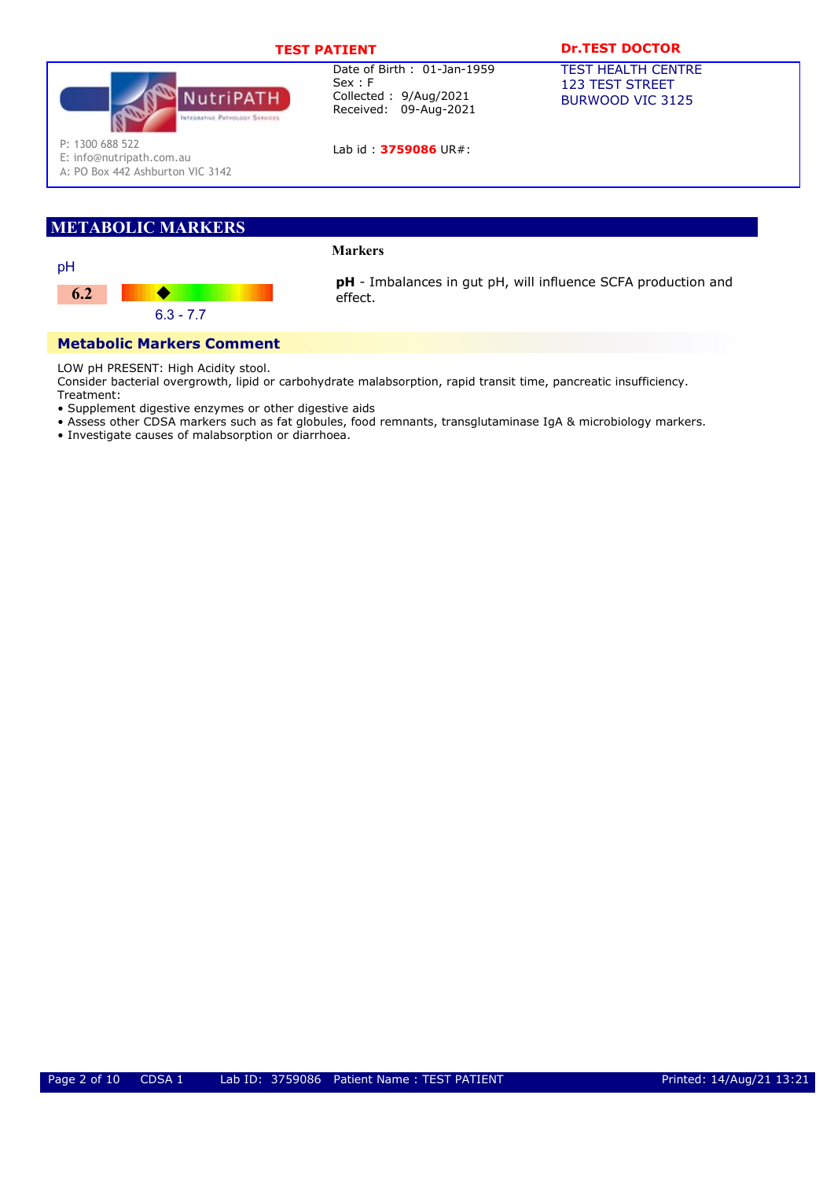**TEST PATIENT**

**Dr.TEST DOCTOR**

NutriPATH Integrative Pathology Services

P: 1300 688 522
E: info@nutripath.com.au
A: PO Box 442 Ashburton VIC 3142

Date of Birth : 01-Jan-1959
Sex : F
Collected : 9/Aug/2021
Received: 09-Aug-2021

Lab id : **3759086** UR#:

TEST HEALTH CENTRE
123 TEST STREET
BURWOOD VIC 3125

## METABOLIC MARKERS

| Marker | Result | Range |
| --- | --- | --- |
| pH | **6.2** | 6.3 - 7.7 |

**Markers**

**pH** - Imbalances in gut pH, will influence SCFA production and effect.

### Metabolic Markers Comment

LOW pH PRESENT: High Acidity stool.
Consider bacterial overgrowth, lipid or carbohydrate malabsorption, rapid transit time, pancreatic insufficiency.
Treatment:

- Supplement digestive enzymes or other digestive aids
- Assess other CDSA markers such as fat globules, food remnants, transglutaminase IgA & microbiology markers.
- Investigate causes of malabsorption or diarrhoea.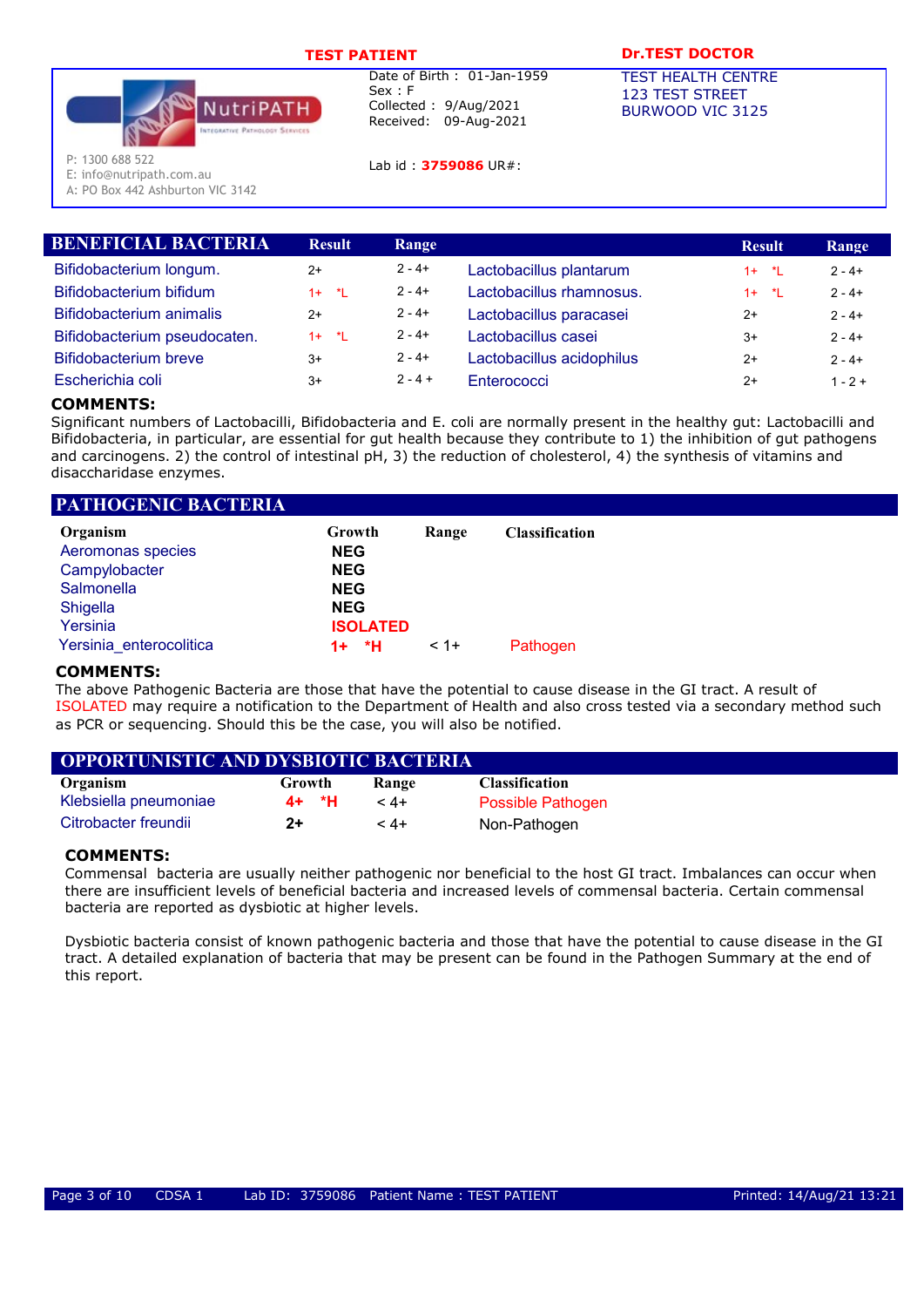**TEST PATIENT**

Date of Birth : 01-Jan-1959
Sex : F
Collected : 9/Aug/2021
Received: 09-Aug-2021

Lab id : **3759086** UR#:

**Dr.TEST DOCTOR**
TEST HEALTH CENTRE
123 TEST STREET
BURWOOD VIC 3125

NutriPATH Integrative Pathology Services
P: 1300 688 522
E: info@nutripath.com.au
A: PO Box 442 Ashburton VIC 3142

## BENEFICIAL BACTERIA

| Organism | Result | Range | Organism | Result | Range |
|---|---|---|---|---|---|
| Bifidobacterium longum. | 2+ | 2 - 4+ | Lactobacillus plantarum | 1+ *L | 2 - 4+ |
| Bifidobacterium bifidum | 1+ *L | 2 - 4+ | Lactobacillus rhamnosus. | 1+ *L | 2 - 4+ |
| Bifidobacterium animalis | 2+ | 2 - 4+ | Lactobacillus paracasei | 2+ | 2 - 4+ |
| Bifidobacterium pseudocaten. | 1+ *L | 2 - 4+ | Lactobacillus casei | 3+ | 2 - 4+ |
| Bifidobacterium breve | 3+ | 2 - 4+ | Lactobacillus acidophilus | 2+ | 2 - 4+ |
| Escherichia coli | 3+ | 2 - 4 + | Enterococci | 2+ | 1 - 2 + |

**COMMENTS:**
Significant numbers of Lactobacilli, Bifidobacteria and E. coli are normally present in the healthy gut: Lactobacilli and Bifidobacteria, in particular, are essential for gut health because they contribute to 1) the inhibition of gut pathogens and carcinogens. 2) the control of intestinal pH, 3) the reduction of cholesterol, 4) the synthesis of vitamins and disaccharidase enzymes.

## PATHOGENIC BACTERIA

| Organism | Growth | Range | Classification |
|---|---|---|---|
| Aeromonas species | NEG | | |
| Campylobacter | NEG | | |
| Salmonella | NEG | | |
| Shigella | NEG | | |
| Yersinia | ISOLATED | | |
| Yersinia_enterocolitica | 1+ *H | < 1+ | Pathogen |

**COMMENTS:**
The above Pathogenic Bacteria are those that have the potential to cause disease in the GI tract. A result of ISOLATED may require a notification to the Department of Health and also cross tested via a secondary method such as PCR or sequencing. Should this be the case, you will also be notified.

## OPPORTUNISTIC AND DYSBIOTIC BACTERIA

| Organism | Growth | Range | Classification |
|---|---|---|---|
| Klebsiella pneumoniae | 4+ *H | < 4+ | Possible Pathogen |
| Citrobacter freundii | 2+ | < 4+ | Non-Pathogen |

**COMMENTS:**
Commensal bacteria are usually neither pathogenic nor beneficial to the host GI tract. Imbalances can occur when there are insufficient levels of beneficial bacteria and increased levels of commensal bacteria. Certain commensal bacteria are reported as dysbiotic at higher levels.

Dysbiotic bacteria consist of known pathogenic bacteria and those that have the potential to cause disease in the GI tract. A detailed explanation of bacteria that may be present can be found in the Pathogen Summary at the end of this report.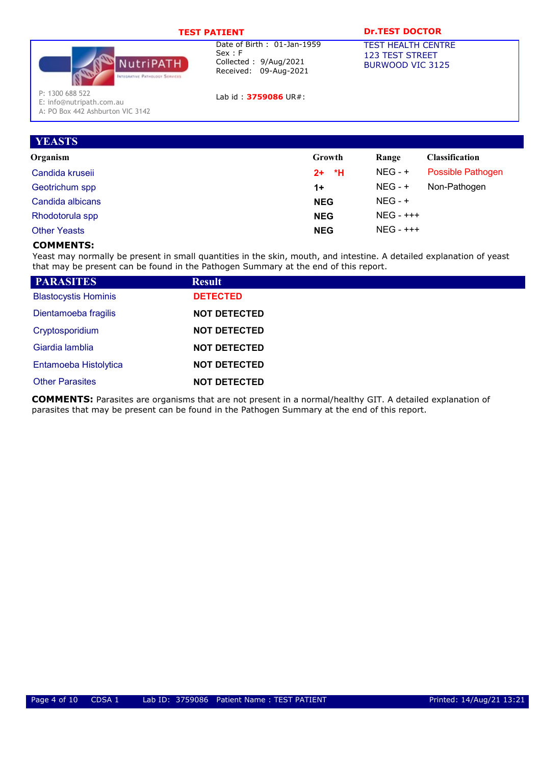**TEST PATIENT** | **Dr.TEST DOCTOR**

Date of Birth : 01-Jan-1959
Sex : F
Collected : 9/Aug/2021
Received: 09-Aug-2021

Lab id : **3759086** UR#:

TEST HEALTH CENTRE
123 TEST STREET
BURWOOD VIC 3125

NutriPATH Integrative Pathology Services
P: 1300 688 522
E: info@nutripath.com.au
A: PO Box 442 Ashburton VIC 3142

## YEASTS

| Organism | Growth | Range | Classification |
|---|---|---|---|
| Candida kruseii | **2+ *H** | NEG - + | Possible Pathogen |
| Geotrichum spp | **1+** | NEG - + | Non-Pathogen |
| Candida albicans | **NEG** | NEG - + | |
| Rhodotorula spp | **NEG** | NEG - +++ | |
| Other Yeasts | **NEG** | NEG - +++ | |

**COMMENTS:**
Yeast may normally be present in small quantities in the skin, mouth, and intestine. A detailed explanation of yeast that may be present can be found in the Pathogen Summary at the end of this report.

| PARASITES | Result |
|---|---|
| Blastocystis Hominis | **DETECTED** |
| Dientamoeba fragilis | **NOT DETECTED** |
| Cryptosporidium | **NOT DETECTED** |
| Giardia lamblia | **NOT DETECTED** |
| Entamoeba Histolytica | **NOT DETECTED** |
| Other Parasites | **NOT DETECTED** |

**COMMENTS:** Parasites are organisms that are not present in a normal/healthy GIT. A detailed explanation of parasites that may be present can be found in the Pathogen Summary at the end of this report.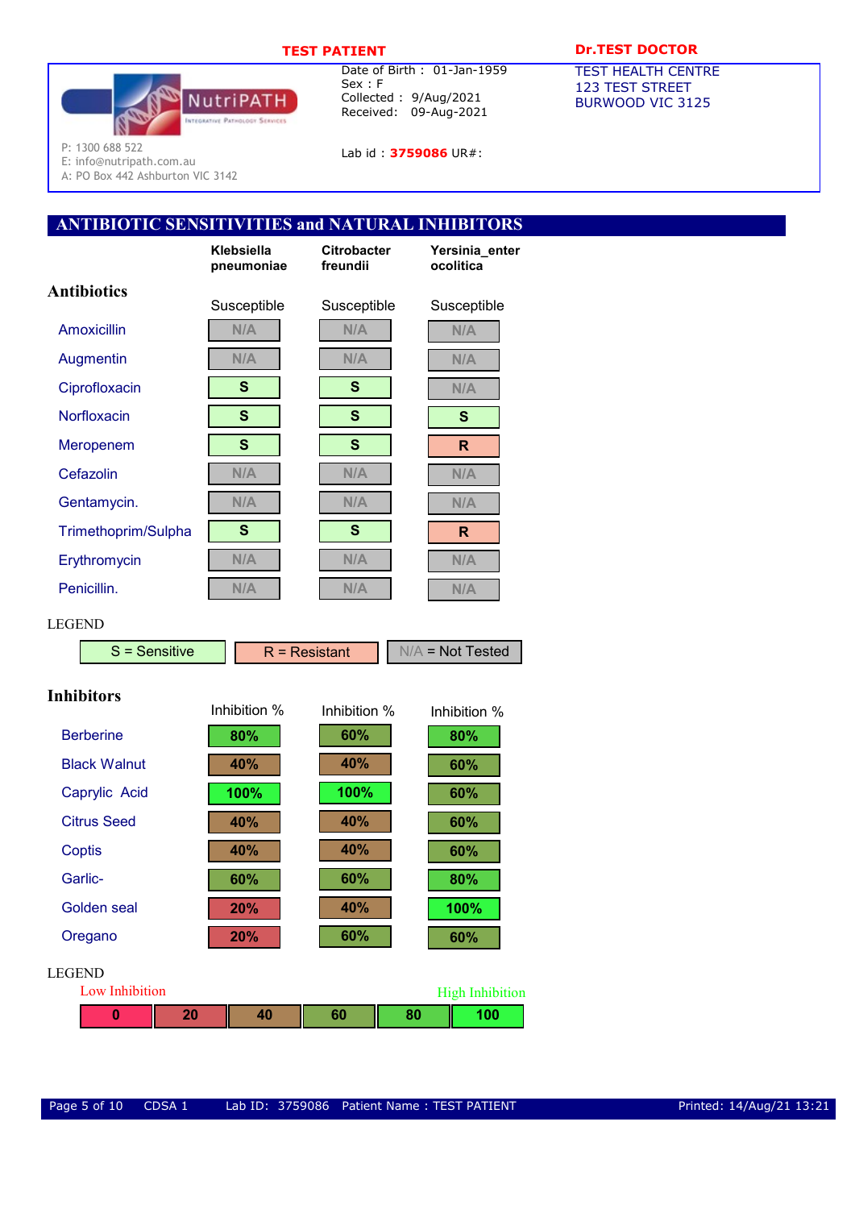**TEST PATIENT**

Date of Birth : 01-Jan-1959
Sex : F
Collected : 9/Aug/2021
Received: 09-Aug-2021

Lab id : **3759086** UR#:

**Dr.TEST DOCTOR**
TEST HEALTH CENTRE
123 TEST STREET
BURWOOD VIC 3125

NutriPATH
Integrative Pathology Services

P: 1300 688 522
E: info@nutripath.com.au
A: PO Box 442 Ashburton VIC 3142

## ANTIBIOTIC SENSITIVITIES and NATURAL INHIBITORS

### Antibiotics

| | Klebsiella pneumoniae | Citrobacter freundii | Yersinia_enterocolitica |
|---|---|---|---|
| | Susceptible | Susceptible | Susceptible |
| Amoxicillin | N/A | N/A | N/A |
| Augmentin | N/A | N/A | N/A |
| Ciprofloxacin | S | S | N/A |
| Norfloxacin | S | S | S |
| Meropenem | S | S | R |
| Cefazolin | N/A | N/A | N/A |
| Gentamycin. | N/A | N/A | N/A |
| Trimethoprim/Sulpha | S | S | R |
| Erythromycin | N/A | N/A | N/A |
| Penicillin. | N/A | N/A | N/A |

LEGEND

S = Sensitive | R = Resistant | N/A = Not Tested

### Inhibitors

| | Klebsiella pneumoniae | Citrobacter freundii | Yersinia_enterocolitica |
|---|---|---|---|
| | Inhibition % | Inhibition % | Inhibition % |
| Berberine | 80% | 60% | 80% |
| Black Walnut | 40% | 40% | 60% |
| Caprylic Acid | 100% | 100% | 60% |
| Citrus Seed | 40% | 40% | 60% |
| Coptis | 40% | 40% | 60% |
| Garlic- | 60% | 60% | 80% |
| Golden seal | 20% | 40% | 100% |
| Oregano | 20% | 60% | 60% |

LEGEND

Low Inhibition — High Inhibition

| 0 | 20 | 40 | 60 | 80 | 100 |
|---|---|---|---|---|---|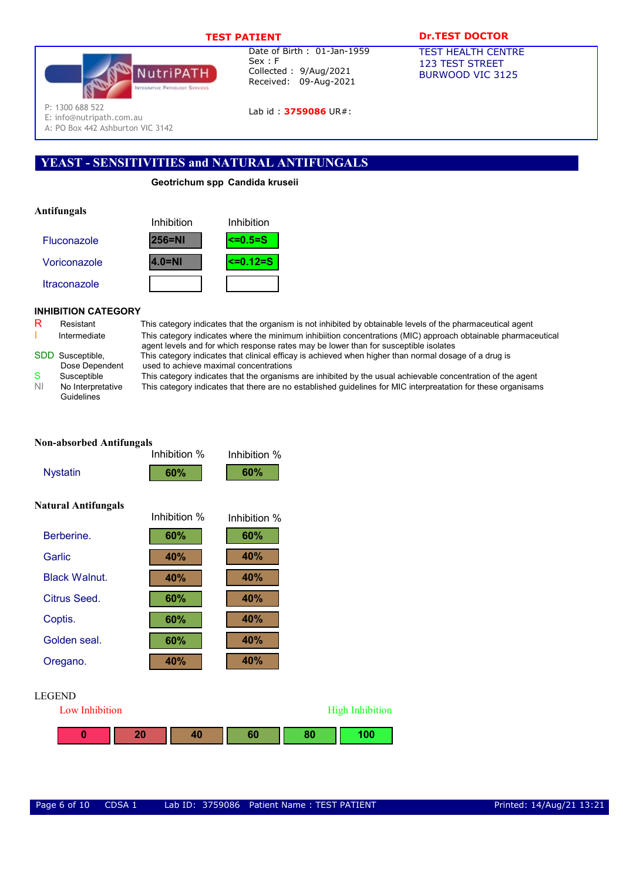**TEST PATIENT**

Date of Birth : 01-Jan-1959
Sex : F
Collected : 9/Aug/2021
Received: 09-Aug-2021

Lab id : **3759086** UR#:

**Dr.TEST DOCTOR**
TEST HEALTH CENTRE
123 TEST STREET
BURWOOD VIC 3125

NutriPATH Integrative Pathology Services
P: 1300 688 522
E: info@nutripath.com.au
A: PO Box 442 Ashburton VIC 3142

## YEAST - SENSITIVITIES and NATURAL ANTIFUNGALS

### Antifungals

| | Geotrichum spp | Candida kruseii |
|---|---|---|
| | Inhibition | Inhibition |
| Fluconazole | 256=NI | <=0.5=S |
| Voriconazole | 4.0=NI | <=0.12=S |
| Itraconazole | | |

### INHIBITION CATEGORY

| Code | Category | Description |
|---|---|---|
| R | Resistant | This category indicates that the organism is not inhibited by obtainable levels of the pharmaceutical agent |
| I | Intermediate | This category indicates where the minimum inhibiition concentrations (MIC) approach obtainable pharmaceutical agent levels and for which response rates may be lower than for susceptible isolates |
| SDD | Susceptible, Dose Dependent | This category indicates that clinical efficay is achieved when higher than normal dosage of a drug is used to achieve maximal concentrations |
| S | Susceptible | This category indicates that the organisms are inhibited by the usual achievable concentration of the agent |
| NI | No Interpretative Guidelines | This category indicates that there are no established guidelines for MIC interpreatation for these organisams |

### Non-absorbed Antifungals

| | Geotrichum spp | Candida kruseii |
|---|---|---|
| | Inhibition % | Inhibition % |
| Nystatin | 60% | 60% |

### Natural Antifungals

| | Geotrichum spp | Candida kruseii |
|---|---|---|
| | Inhibition % | Inhibition % |
| Berberine. | 60% | 60% |
| Garlic | 40% | 40% |
| Black Walnut. | 40% | 40% |
| Citrus Seed. | 60% | 40% |
| Coptis. | 60% | 40% |
| Golden seal. | 60% | 40% |
| Oregano. | 40% | 40% |

LEGEND

Low Inhibition → High Inhibition

| 0 | 20 | 40 | 60 | 80 | 100 |
|---|---|---|---|---|---|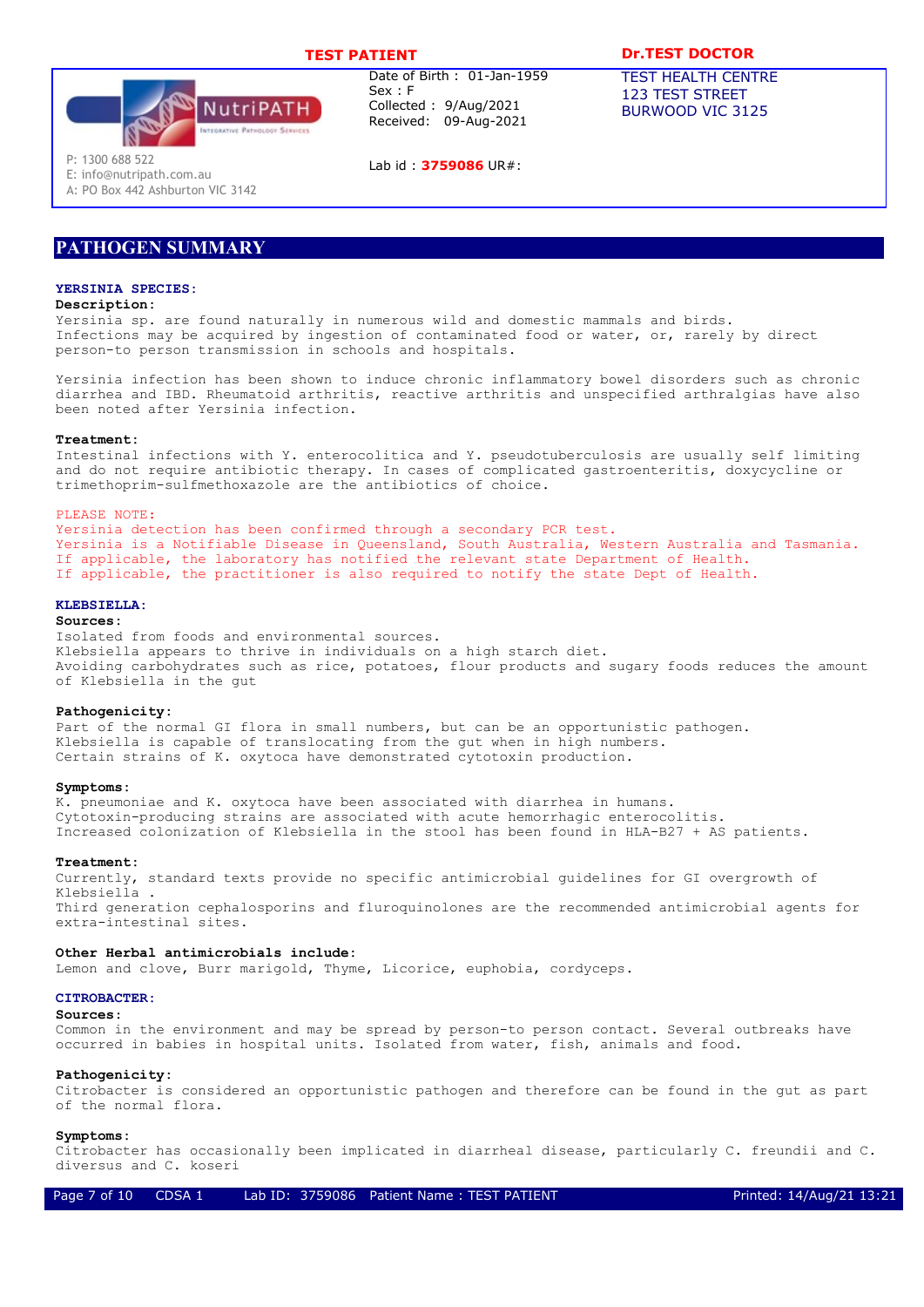**TEST PATIENT**

**Dr.TEST DOCTOR**

Date of Birth : 01-Jan-1959
Sex : F
Collected : 9/Aug/2021
Received: 09-Aug-2021

Lab id : **3759086** UR#:

TEST HEALTH CENTRE
123 TEST STREET
BURWOOD VIC 3125

P: 1300 688 522
E: info@nutripath.com.au
A: PO Box 442 Ashburton VIC 3142

# PATHOGEN SUMMARY

## YERSINIA SPECIES:

**Description:**

Yersinia sp. are found naturally in numerous wild and domestic mammals and birds. Infections may be acquired by ingestion of contaminated food or water, or, rarely by direct person-to person transmission in schools and hospitals.

Yersinia infection has been shown to induce chronic inflammatory bowel disorders such as chronic diarrhea and IBD. Rheumatoid arthritis, reactive arthritis and unspecified arthralgias have also been noted after Yersinia infection.

**Treatment:**

Intestinal infections with Y. enterocolitica and Y. pseudotuberculosis are usually self limiting and do not require antibiotic therapy. In cases of complicated gastroenteritis, doxycycline or trimethoprim-sulfmethoxazole are the antibiotics of choice.

PLEASE NOTE:
Yersinia detection has been confirmed through a secondary PCR test.
Yersinia is a Notifiable Disease in Queensland, South Australia, Western Australia and Tasmania.
If applicable, the laboratory has notified the relevant state Department of Health.
If applicable, the practitioner is also required to notify the state Dept of Health.

## KLEBSIELLA:

**Sources:**

Isolated from foods and environmental sources.
Klebsiella appears to thrive in individuals on a high starch diet.
Avoiding carbohydrates such as rice, potatoes, flour products and sugary foods reduces the amount of Klebsiella in the gut

**Pathogenicity:**

Part of the normal GI flora in small numbers, but can be an opportunistic pathogen.
Klebsiella is capable of translocating from the gut when in high numbers.
Certain strains of K. oxytoca have demonstrated cytotoxin production.

**Symptoms:**

K. pneumoniae and K. oxytoca have been associated with diarrhea in humans.
Cytotoxin-producing strains are associated with acute hemorrhagic enterocolitis.
Increased colonization of Klebsiella in the stool has been found in HLA-B27 + AS patients.

**Treatment:**

Currently, standard texts provide no specific antimicrobial guidelines for GI overgrowth of Klebsiella .
Third generation cephalosporins and fluroquinolones are the recommended antimicrobial agents for extra-intestinal sites.

**Other Herbal antimicrobials include:**

Lemon and clove, Burr marigold, Thyme, Licorice, euphobia, cordyceps.

## CITROBACTER:

**Sources:**

Common in the environment and may be spread by person-to person contact. Several outbreaks have occurred in babies in hospital units. Isolated from water, fish, animals and food.

**Pathogenicity:**

Citrobacter is considered an opportunistic pathogen and therefore can be found in the gut as part of the normal flora.

**Symptoms:**

Citrobacter has occasionally been implicated in diarrheal disease, particularly C. freundii and C. diversus and C. koseri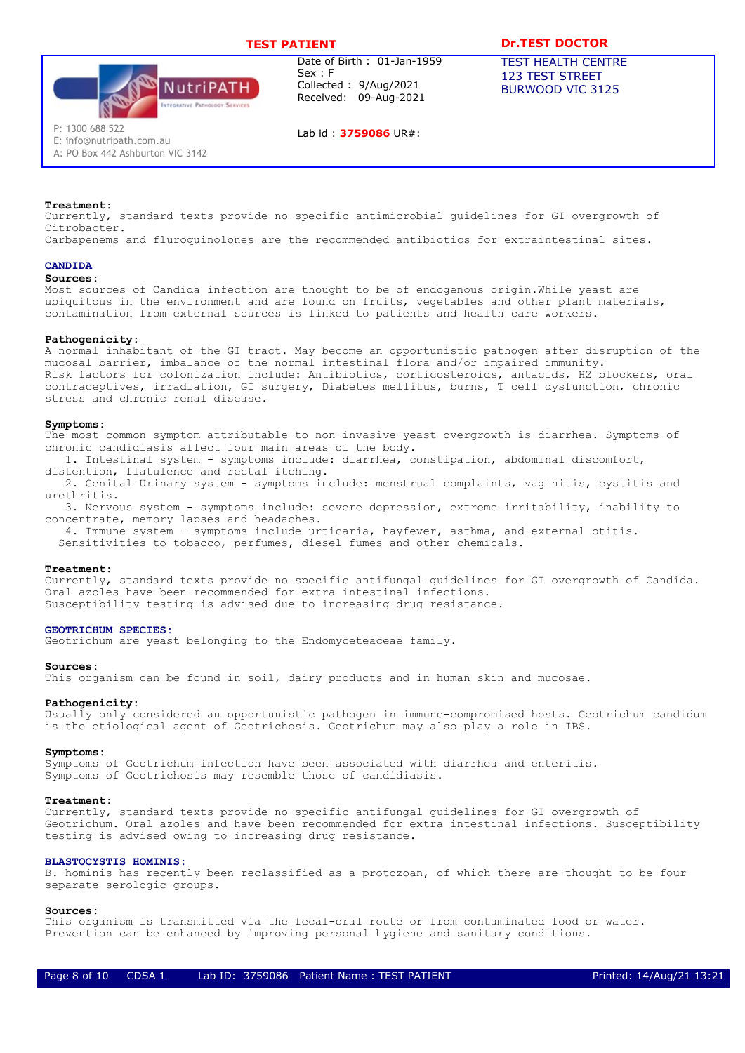**Treatment:**
Currently, standard texts provide no specific antimicrobial guidelines for GI overgrowth of Citrobacter.
Carbapenems and fluroquinolones are the recommended antibiotics for extraintestinal sites.

## CANDIDA

**Sources:**
Most sources of Candida infection are thought to be of endogenous origin.While yeast are ubiquitous in the environment and are found on fruits, vegetables and other plant materials, contamination from external sources is linked to patients and health care workers.

**Pathogenicity:**
A normal inhabitant of the GI tract. May become an opportunistic pathogen after disruption of the mucosal barrier, imbalance of the normal intestinal flora and/or impaired immunity.
Risk factors for colonization include: Antibiotics, corticosteroids, antacids, H2 blockers, oral contraceptives, irradiation, GI surgery, Diabetes mellitus, burns, T cell dysfunction, chronic stress and chronic renal disease.

**Symptoms:**
The most common symptom attributable to non-invasive yeast overgrowth is diarrhea. Symptoms of chronic candidiasis affect four main areas of the body.

1. Intestinal system - symptoms include: diarrhea, constipation, abdominal discomfort, distention, flatulence and rectal itching.
2. Genital Urinary system - symptoms include: menstrual complaints, vaginitis, cystitis and urethritis.
3. Nervous system - symptoms include: severe depression, extreme irritability, inability to concentrate, memory lapses and headaches.
4. Immune system - symptoms include urticaria, hayfever, asthma, and external otitis.

Sensitivities to tobacco, perfumes, diesel fumes and other chemicals.

**Treatment:**
Currently, standard texts provide no specific antifungal guidelines for GI overgrowth of Candida.
Oral azoles have been recommended for extra intestinal infections.
Susceptibility testing is advised due to increasing drug resistance.

## GEOTRICHUM SPECIES:

Geotrichum are yeast belonging to the Endomyceteaceae family.

**Sources:**
This organism can be found in soil, dairy products and in human skin and mucosae.

**Pathogenicity:**
Usually only considered an opportunistic pathogen in immune-compromised hosts. Geotrichum candidum is the etiological agent of Geotrichosis. Geotrichum may also play a role in IBS.

**Symptoms:**
Symptoms of Geotrichum infection have been associated with diarrhea and enteritis.
Symptoms of Geotrichosis may resemble those of candidiasis.

**Treatment:**
Currently, standard texts provide no specific antifungal guidelines for GI overgrowth of Geotrichum. Oral azoles and have been recommended for extra intestinal infections. Susceptibility testing is advised owing to increasing drug resistance.

## BLASTOCYSTIS HOMINIS:

B. hominis has recently been reclassified as a protozoan, of which there are thought to be four separate serologic groups.

**Sources:**
This organism is transmitted via the fecal-oral route or from contaminated food or water.
Prevention can be enhanced by improving personal hygiene and sanitary conditions.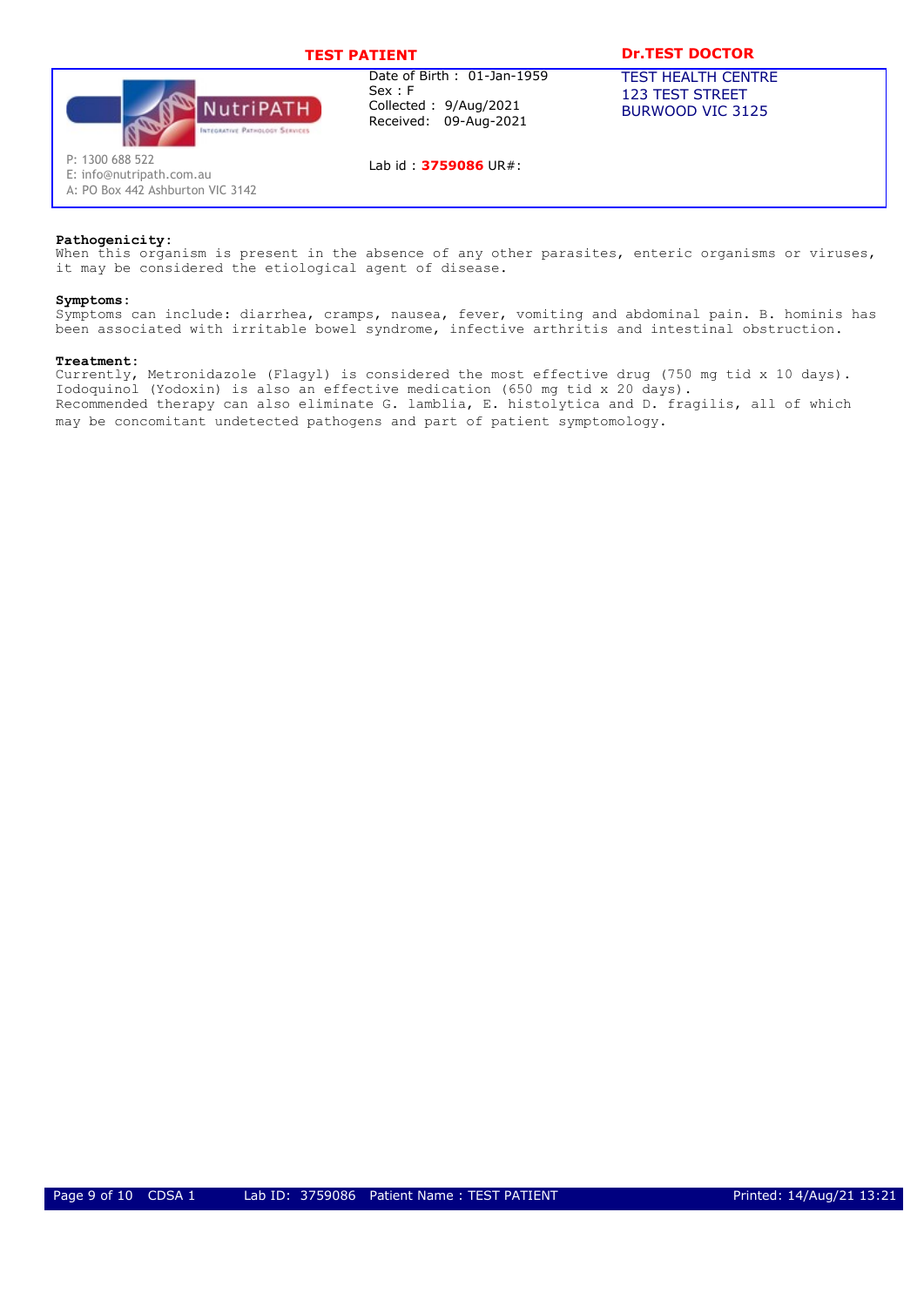**Pathogenicity:**
When this organism is present in the absence of any other parasites, enteric organisms or viruses, it may be considered the etiological agent of disease.

**Symptoms:**
Symptoms can include: diarrhea, cramps, nausea, fever, vomiting and abdominal pain. B. hominis has been associated with irritable bowel syndrome, infective arthritis and intestinal obstruction.

**Treatment:**
Currently, Metronidazole (Flagyl) is considered the most effective drug (750 mg tid x 10 days).
Iodoquinol (Yodoxin) is also an effective medication (650 mg tid x 20 days).
Recommended therapy can also eliminate G. lamblia, E. histolytica and D. fragilis, all of which may be concomitant undetected pathogens and part of patient symptomology.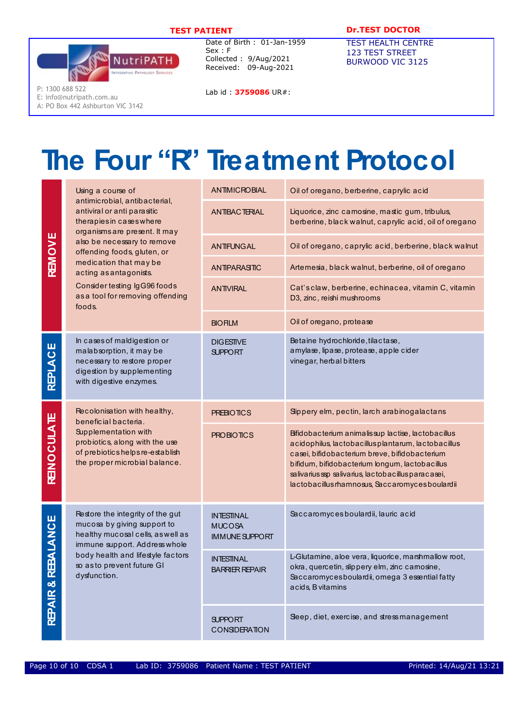TEST PATIENT

Dr.TEST DOCTOR

NutriPATH Integrative Pathology Services

P: 1300 688 522
E: info@nutripath.com.au
A: PO Box 442 Ashburton VIC 3142

Date of Birth : 01-Jan-1959
Sex : F
Collected : 9/Aug/2021
Received: 09-Aug-2021

Lab id : 3759086 UR#:

TEST HEALTH CENTRE
123 TEST STREET
BURWOOD VIC 3125

# The Four "R" Treatment Protocol

| | | | |
|---|---|---|---|
| REMOVE | Using a course of antimicrobial, antibacterial, antiviral or anti parasitic therapies in cases where organisms are present. It may also be necessary to remove offending foods, gluten, or medication that may be acting as antagonists. Consider testing IgG96 foods as a tool for removing offending foods. | ANTIMICROBIAL | Oil of oregano, berberine, caprylic acid |
| | | ANTIBACTERIAL | Liquorice, zinc carnosine, mastic gum, tribulus, berberine, black walnut, caprylic acid, oil of oregano |
| | | ANTIFUNGAL | Oil of oregano, caprylic acid, berberine, black walnut |
| | | ANTIPARASITIC | Artemesia, black walnut, berberine, oil of oregano |
| | | ANTIVIRAL | Cat's claw, berberine, echinacea, vitamin C, vitamin D3, zinc, reishi mushrooms |
| | | BIOFILM | Oil of oregano, protease |
| REPLACE | In cases of maldigestion or malabsorption, it may be necessary to restore proper digestion by supplementing with digestive enzymes. | DIGESTIVE SUPPORT | Betaine hydrochloride, tilactase, amylase, lipase, protease, apple cider vinegar, herbal bitters |
| REINOCULATE | Recolonisation with healthy, beneficial bacteria. Supplementation with probiotics, along with the use of prebiotics helps re-establish the proper microbial balance. | PREBIOTICS | Slippery elm, pectin, larch arabinogalactans |
| | | PROBIOTICS | Bifidobacterium animalis sup lactise, lactobacillus acidophilus, lactobacillus plantarum, lactobacillus casei, bifidobacterium breve, bifidobacterium bifidum, bifidobacterium longum, lactobacillus salivarius ssp salivarius, lactobacillus paracasei, lactobacillus rhamnosus, Saccaromyces boulardii |
| REPAIR & REBALANCE | Restore the integrity of the gut mucosa by giving support to healthy mucosal cells, as well as immune support. Address whole body health and lifestyle factors so as to prevent future GI dysfunction. | INTESTINAL MUCOSA IMMUNE SUPPORT | Saccaromyces boulardii, lauric acid |
| | | INTESTINAL BARRIER REPAIR | L-Glutamine, aloe vera, liquorice, marshmallow root, okra, quercetin, slippery elm, zinc carnosine, Saccaromyces boulardii, omega 3 essential fatty acids, B vitamins |
| | | SUPPORT CONSIDERATION | Sleep, diet, exercise, and stress management |